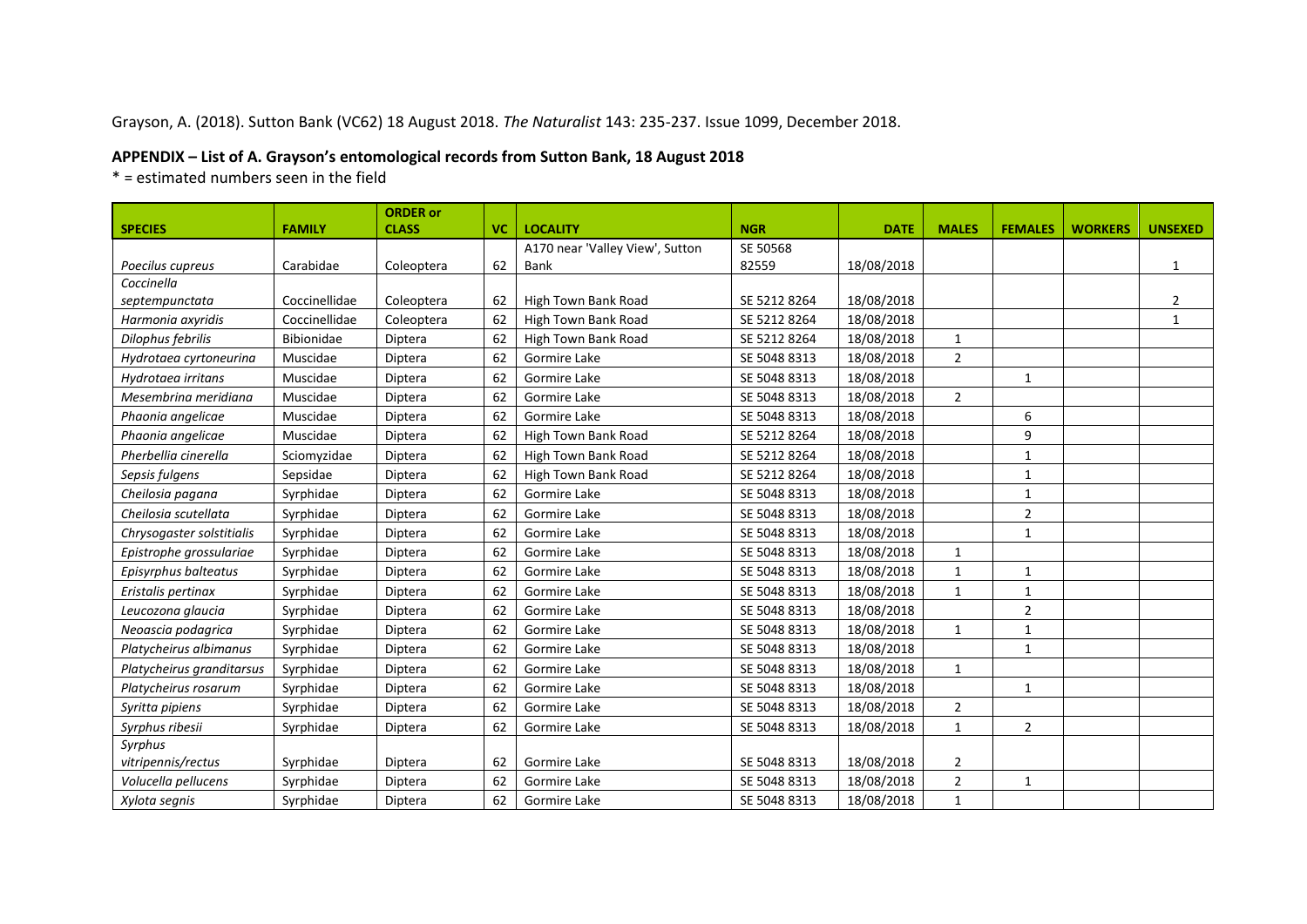Grayson, A. (2018). Sutton Bank (VC62) 18 August 2018. *The Naturalist* 143: 235-237. Issue 1099, December 2018.

**APPENDIX – List of A. Grayson's entomological records from Sutton Bank, 18 August 2018**

* = estimated numbers seen in the field

| SPECIES | FAMILY | ORDER or CLASS | VC | LOCALITY | NGR | DATE | MALES | FEMALES | WORKERS | UNSEXED |
|---|---|---|---|---|---|---|---|---|---|---|
| *Poecilus cupreus* | Carabidae | Coleoptera | 62 | A170 near 'Valley View', Sutton Bank | SE 50568 82559 | 18/08/2018 | | | | 1 |
| *Coccinella septempunctata* | Coccinellidae | Coleoptera | 62 | High Town Bank Road | SE 5212 8264 | 18/08/2018 | | | | 2 |
| *Harmonia axyridis* | Coccinellidae | Coleoptera | 62 | High Town Bank Road | SE 5212 8264 | 18/08/2018 | | | | 1 |
| *Dilophus febrilis* | Bibionidae | Diptera | 62 | High Town Bank Road | SE 5212 8264 | 18/08/2018 | 1 | | | |
| *Hydrotaea cyrtoneurina* | Muscidae | Diptera | 62 | Gormire Lake | SE 5048 8313 | 18/08/2018 | 2 | | | |
| *Hydrotaea irritans* | Muscidae | Diptera | 62 | Gormire Lake | SE 5048 8313 | 18/08/2018 | | 1 | | |
| *Mesembrina meridiana* | Muscidae | Diptera | 62 | Gormire Lake | SE 5048 8313 | 18/08/2018 | 2 | | | |
| *Phaonia angelicae* | Muscidae | Diptera | 62 | Gormire Lake | SE 5048 8313 | 18/08/2018 | | 6 | | |
| *Phaonia angelicae* | Muscidae | Diptera | 62 | High Town Bank Road | SE 5212 8264 | 18/08/2018 | | 9 | | |
| *Pherbellia cinerella* | Sciomyzidae | Diptera | 62 | High Town Bank Road | SE 5212 8264 | 18/08/2018 | | 1 | | |
| *Sepsis fulgens* | Sepsidae | Diptera | 62 | High Town Bank Road | SE 5212 8264 | 18/08/2018 | | 1 | | |
| *Cheilosia pagana* | Syrphidae | Diptera | 62 | Gormire Lake | SE 5048 8313 | 18/08/2018 | | 1 | | |
| *Cheilosia scutellata* | Syrphidae | Diptera | 62 | Gormire Lake | SE 5048 8313 | 18/08/2018 | | 2 | | |
| *Chrysogaster solstitialis* | Syrphidae | Diptera | 62 | Gormire Lake | SE 5048 8313 | 18/08/2018 | | 1 | | |
| *Epistrophe grossulariae* | Syrphidae | Diptera | 62 | Gormire Lake | SE 5048 8313 | 18/08/2018 | 1 | | | |
| *Episyrphus balteatus* | Syrphidae | Diptera | 62 | Gormire Lake | SE 5048 8313 | 18/08/2018 | 1 | 1 | | |
| *Eristalis pertinax* | Syrphidae | Diptera | 62 | Gormire Lake | SE 5048 8313 | 18/08/2018 | 1 | 1 | | |
| *Leucozona glaucia* | Syrphidae | Diptera | 62 | Gormire Lake | SE 5048 8313 | 18/08/2018 | | 2 | | |
| *Neoascia podagrica* | Syrphidae | Diptera | 62 | Gormire Lake | SE 5048 8313 | 18/08/2018 | 1 | 1 | | |
| *Platycheirus albimanus* | Syrphidae | Diptera | 62 | Gormire Lake | SE 5048 8313 | 18/08/2018 | | 1 | | |
| *Platycheirus granditarsus* | Syrphidae | Diptera | 62 | Gormire Lake | SE 5048 8313 | 18/08/2018 | 1 | | | |
| *Platycheirus rosarum* | Syrphidae | Diptera | 62 | Gormire Lake | SE 5048 8313 | 18/08/2018 | | 1 | | |
| *Syritta pipiens* | Syrphidae | Diptera | 62 | Gormire Lake | SE 5048 8313 | 18/08/2018 | 2 | | | |
| *Syrphus ribesii* | Syrphidae | Diptera | 62 | Gormire Lake | SE 5048 8313 | 18/08/2018 | 1 | 2 | | |
| *Syrphus vitripennis/rectus* | Syrphidae | Diptera | 62 | Gormire Lake | SE 5048 8313 | 18/08/2018 | 2 | | | |
| *Volucella pellucens* | Syrphidae | Diptera | 62 | Gormire Lake | SE 5048 8313 | 18/08/2018 | 2 | 1 | | |
| *Xylota segnis* | Syrphidae | Diptera | 62 | Gormire Lake | SE 5048 8313 | 18/08/2018 | 1 | | | |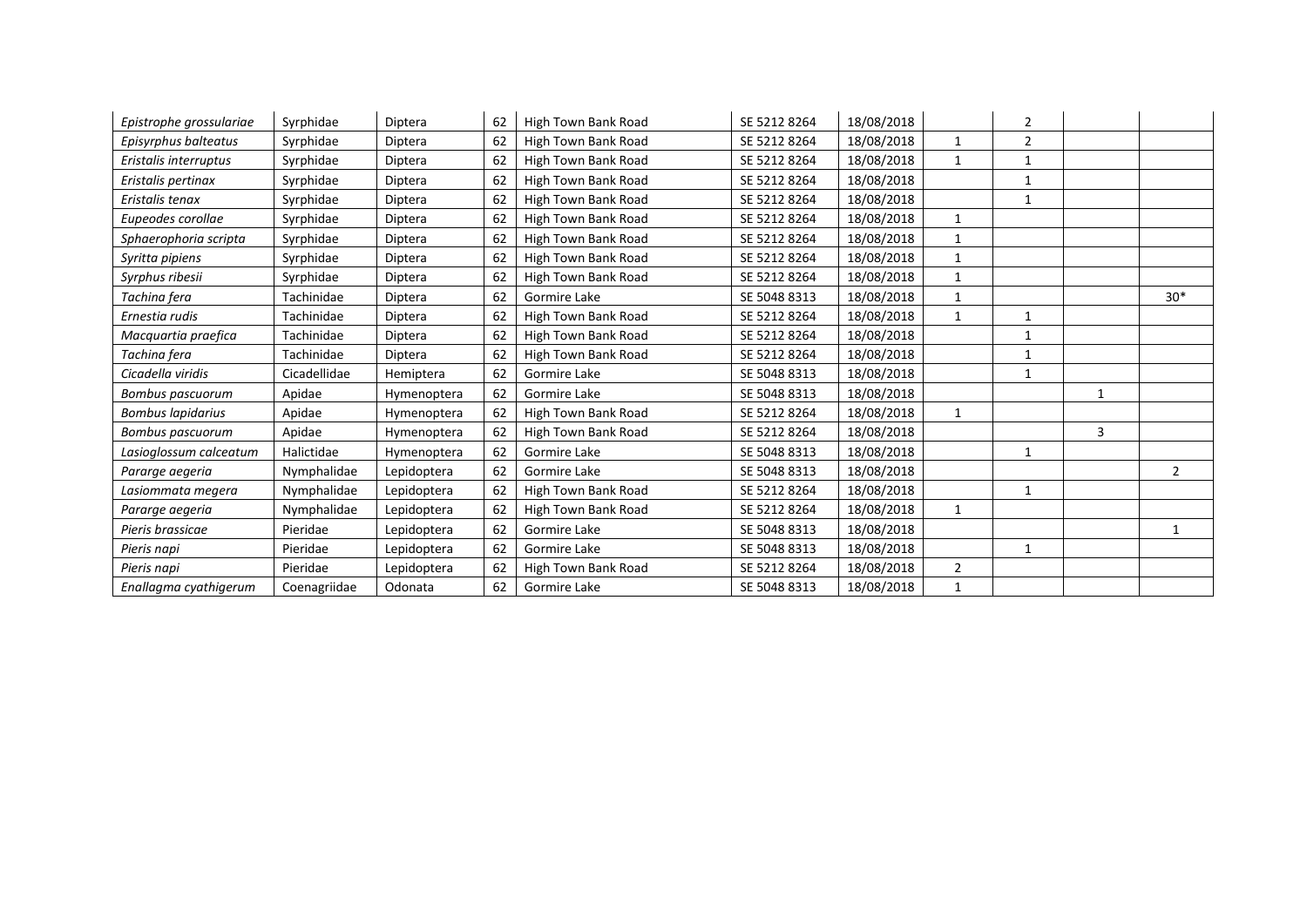| | | | | | | | | | | |
|---|---|---|---|---|---|---|---|---|---|---|
| *Epistrophe grossulariae* | Syrphidae | Diptera | 62 | High Town Bank Road | SE 5212 8264 | 18/08/2018 | | 2 | | |
| *Episyrphus balteatus* | Syrphidae | Diptera | 62 | High Town Bank Road | SE 5212 8264 | 18/08/2018 | 1 | 2 | | |
| *Eristalis interruptus* | Syrphidae | Diptera | 62 | High Town Bank Road | SE 5212 8264 | 18/08/2018 | 1 | 1 | | |
| *Eristalis pertinax* | Syrphidae | Diptera | 62 | High Town Bank Road | SE 5212 8264 | 18/08/2018 | | 1 | | |
| *Eristalis tenax* | Syrphidae | Diptera | 62 | High Town Bank Road | SE 5212 8264 | 18/08/2018 | | 1 | | |
| *Eupeodes corollae* | Syrphidae | Diptera | 62 | High Town Bank Road | SE 5212 8264 | 18/08/2018 | 1 | | | |
| *Sphaerophoria scripta* | Syrphidae | Diptera | 62 | High Town Bank Road | SE 5212 8264 | 18/08/2018 | 1 | | | |
| *Syritta pipiens* | Syrphidae | Diptera | 62 | High Town Bank Road | SE 5212 8264 | 18/08/2018 | 1 | | | |
| *Syrphus ribesii* | Syrphidae | Diptera | 62 | High Town Bank Road | SE 5212 8264 | 18/08/2018 | 1 | | | |
| *Tachina fera* | Tachinidae | Diptera | 62 | Gormire Lake | SE 5048 8313 | 18/08/2018 | 1 | | | 30* |
| *Ernestia rudis* | Tachinidae | Diptera | 62 | High Town Bank Road | SE 5212 8264 | 18/08/2018 | 1 | 1 | | |
| *Macquartia praefica* | Tachinidae | Diptera | 62 | High Town Bank Road | SE 5212 8264 | 18/08/2018 | | 1 | | |
| *Tachina fera* | Tachinidae | Diptera | 62 | High Town Bank Road | SE 5212 8264 | 18/08/2018 | | 1 | | |
| *Cicadella viridis* | Cicadellidae | Hemiptera | 62 | Gormire Lake | SE 5048 8313 | 18/08/2018 | | 1 | | |
| *Bombus pascuorum* | Apidae | Hymenoptera | 62 | Gormire Lake | SE 5048 8313 | 18/08/2018 | | | 1 | |
| *Bombus lapidarius* | Apidae | Hymenoptera | 62 | High Town Bank Road | SE 5212 8264 | 18/08/2018 | 1 | | | |
| *Bombus pascuorum* | Apidae | Hymenoptera | 62 | High Town Bank Road | SE 5212 8264 | 18/08/2018 | | | 3 | |
| *Lasioglossum calceatum* | Halictidae | Hymenoptera | 62 | Gormire Lake | SE 5048 8313 | 18/08/2018 | | 1 | | |
| *Pararge aegeria* | Nymphalidae | Lepidoptera | 62 | Gormire Lake | SE 5048 8313 | 18/08/2018 | | | | 2 |
| *Lasiommata megera* | Nymphalidae | Lepidoptera | 62 | High Town Bank Road | SE 5212 8264 | 18/08/2018 | | 1 | | |
| *Pararge aegeria* | Nymphalidae | Lepidoptera | 62 | High Town Bank Road | SE 5212 8264 | 18/08/2018 | 1 | | | |
| *Pieris brassicae* | Pieridae | Lepidoptera | 62 | Gormire Lake | SE 5048 8313 | 18/08/2018 | | | | 1 |
| *Pieris napi* | Pieridae | Lepidoptera | 62 | Gormire Lake | SE 5048 8313 | 18/08/2018 | | 1 | | |
| *Pieris napi* | Pieridae | Lepidoptera | 62 | High Town Bank Road | SE 5212 8264 | 18/08/2018 | 2 | | | |
| *Enallagma cyathigerum* | Coenagriidae | Odonata | 62 | Gormire Lake | SE 5048 8313 | 18/08/2018 | 1 | | | |